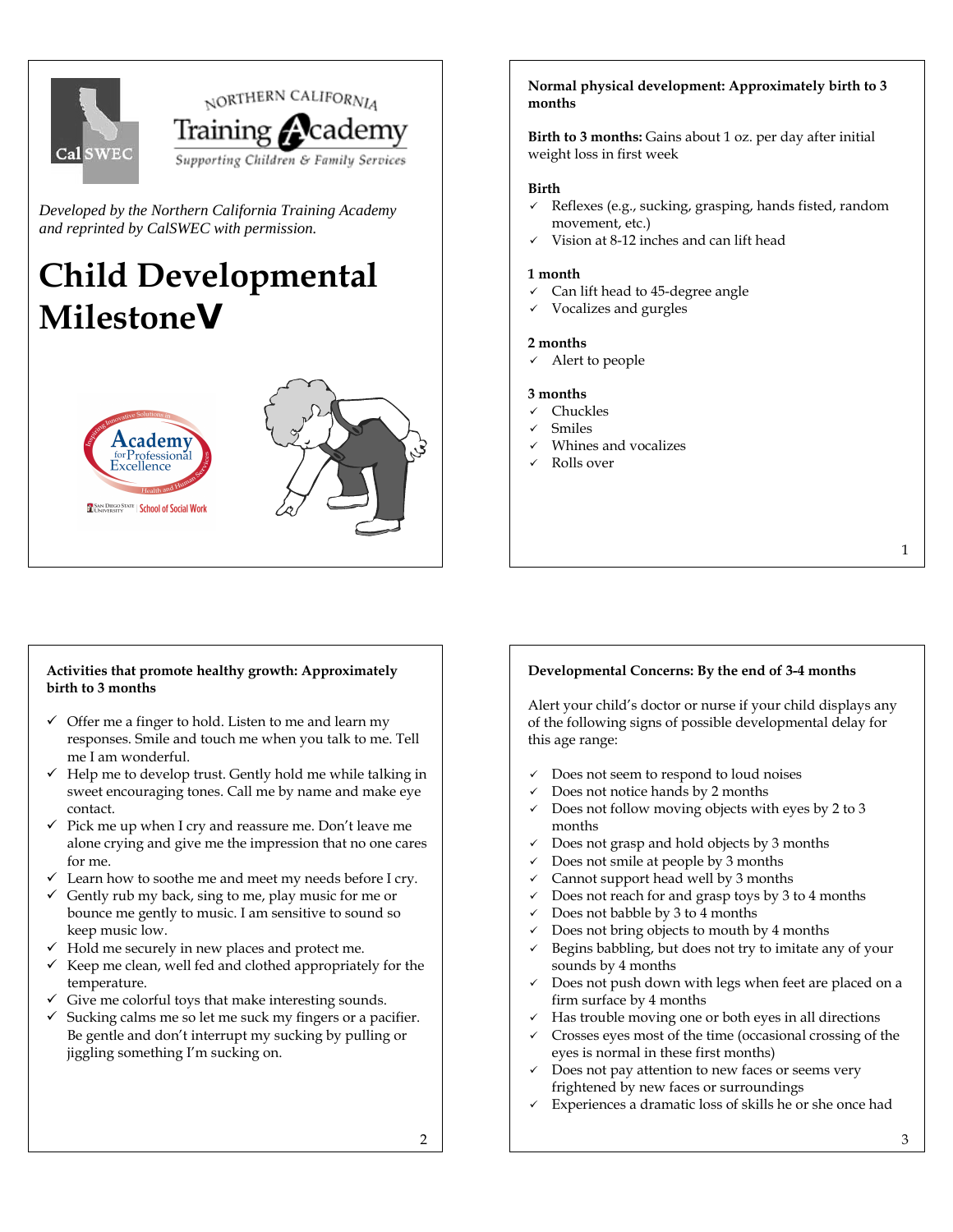NORTHERN CALIFORNIA Training Academy
Supporting Children & Family Services

*Developed by the Northern California Training Academy and reprinted by CalSWEC with permission.*

# Child Developmental MilestoneV

Academy for Professional Excellence

## Normal physical development: Approximately birth to 3 months

**Birth to 3 months:** Gains about 1 oz. per day after initial weight loss in first week

**Birth**
- ✓ Reflexes (e.g., sucking, grasping, hands fisted, random movement, etc.)
- ✓ Vision at 8-12 inches and can lift head

**1 month**
- ✓ Can lift head to 45-degree angle
- ✓ Vocalizes and gurgles

**2 months**
- ✓ Alert to people

**3 months**
- ✓ Chuckles
- ✓ Smiles
- ✓ Whines and vocalizes
- ✓ Rolls over

## Activities that promote healthy growth: Approximately birth to 3 months

- ✓ Offer me a finger to hold. Listen to me and learn my responses. Smile and touch me when you talk to me. Tell me I am wonderful.
- ✓ Help me to develop trust. Gently hold me while talking in sweet encouraging tones. Call me by name and make eye contact.
- ✓ Pick me up when I cry and reassure me. Don't leave me alone crying and give me the impression that no one cares for me.
- ✓ Learn how to soothe me and meet my needs before I cry.
- ✓ Gently rub my back, sing to me, play music for me or bounce me gently to music. I am sensitive to sound so keep music low.
- ✓ Hold me securely in new places and protect me.
- ✓ Keep me clean, well fed and clothed appropriately for the temperature.
- ✓ Give me colorful toys that make interesting sounds.
- ✓ Sucking calms me so let me suck my fingers or a pacifier. Be gentle and don't interrupt my sucking by pulling or jiggling something I'm sucking on.

## Developmental Concerns: By the end of 3-4 months

Alert your child's doctor or nurse if your child displays any of the following signs of possible developmental delay for this age range:

- ✓ Does not seem to respond to loud noises
- ✓ Does not notice hands by 2 months
- ✓ Does not follow moving objects with eyes by 2 to 3 months
- ✓ Does not grasp and hold objects by 3 months
- ✓ Does not smile at people by 3 months
- ✓ Cannot support head well by 3 months
- ✓ Does not reach for and grasp toys by 3 to 4 months
- ✓ Does not babble by 3 to 4 months
- ✓ Does not bring objects to mouth by 4 months
- ✓ Begins babbling, but does not try to imitate any of your sounds by 4 months
- ✓ Does not push down with legs when feet are placed on a firm surface by 4 months
- ✓ Has trouble moving one or both eyes in all directions
- ✓ Crosses eyes most of the time (occasional crossing of the eyes is normal in these first months)
- ✓ Does not pay attention to new faces or seems very frightened by new faces or surroundings
- ✓ Experiences a dramatic loss of skills he or she once had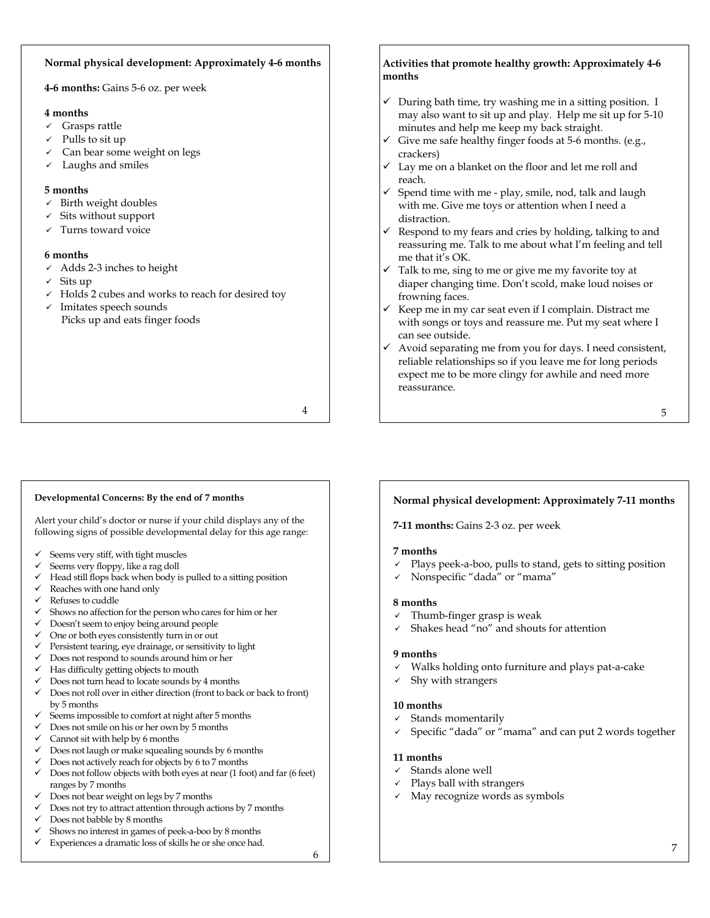## Normal physical development: Approximately 4-6 months

**4-6 months:** Gains 5-6 oz. per week

**4 months**
- ✓ Grasps rattle
- ✓ Pulls to sit up
- ✓ Can bear some weight on legs
- ✓ Laughs and smiles

**5 months**
- ✓ Birth weight doubles
- ✓ Sits without support
- ✓ Turns toward voice

**6 months**
- ✓ Adds 2-3 inches to height
- ✓ Sits up
- ✓ Holds 2 cubes and works to reach for desired toy
- ✓ Imitates speech sounds
  Picks up and eats finger foods

## Activities that promote healthy growth: Approximately 4-6 months

- ✓ During bath time, try washing me in a sitting position. I may also want to sit up and play. Help me sit up for 5-10 minutes and help me keep my back straight.
- ✓ Give me safe healthy finger foods at 5-6 months. (e.g., crackers)
- ✓ Lay me on a blanket on the floor and let me roll and reach.
- ✓ Spend time with me - play, smile, nod, talk and laugh with me. Give me toys or attention when I need a distraction.
- ✓ Respond to my fears and cries by holding, talking to and reassuring me. Talk to me about what I'm feeling and tell me that it's OK.
- ✓ Talk to me, sing to me or give me my favorite toy at diaper changing time. Don't scold, make loud noises or frowning faces.
- ✓ Keep me in my car seat even if I complain. Distract me with songs or toys and reassure me. Put my seat where I can see outside.
- ✓ Avoid separating me from you for days. I need consistent, reliable relationships so if you leave me for long periods expect me to be more clingy for awhile and need more reassurance.

## Developmental Concerns: By the end of 7 months

Alert your child's doctor or nurse if your child displays any of the following signs of possible developmental delay for this age range:

- ✓ Seems very stiff, with tight muscles
- ✓ Seems very floppy, like a rag doll
- ✓ Head still flops back when body is pulled to a sitting position
- ✓ Reaches with one hand only
- ✓ Refuses to cuddle
- ✓ Shows no affection for the person who cares for him or her
- ✓ Doesn't seem to enjoy being around people
- ✓ One or both eyes consistently turn in or out
- ✓ Persistent tearing, eye drainage, or sensitivity to light
- ✓ Does not respond to sounds around him or her
- ✓ Has difficulty getting objects to mouth
- ✓ Does not turn head to locate sounds by 4 months
- ✓ Does not roll over in either direction (front to back or back to front) by 5 months
- ✓ Seems impossible to comfort at night after 5 months
- ✓ Does not smile on his or her own by 5 months
- ✓ Cannot sit with help by 6 months
- ✓ Does not laugh or make squealing sounds by 6 months
- ✓ Does not actively reach for objects by 6 to 7 months
- ✓ Does not follow objects with both eyes at near (1 foot) and far (6 feet) ranges by 7 months
- ✓ Does not bear weight on legs by 7 months
- ✓ Does not try to attract attention through actions by 7 months
- ✓ Does not babble by 8 months
- ✓ Shows no interest in games of peek-a-boo by 8 months
- ✓ Experiences a dramatic loss of skills he or she once had.

## Normal physical development: Approximately 7-11 months

**7-11 months:** Gains 2-3 oz. per week

**7 months**
- ✓ Plays peek-a-boo, pulls to stand, gets to sitting position
- ✓ Nonspecific "dada" or "mama"

**8 months**
- ✓ Thumb-finger grasp is weak
- ✓ Shakes head "no" and shouts for attention

**9 months**
- ✓ Walks holding onto furniture and plays pat-a-cake
- ✓ Shy with strangers

**10 months**
- ✓ Stands momentarily
- ✓ Specific "dada" or "mama" and can put 2 words together

**11 months**
- ✓ Stands alone well
- ✓ Plays ball with strangers
- ✓ May recognize words as symbols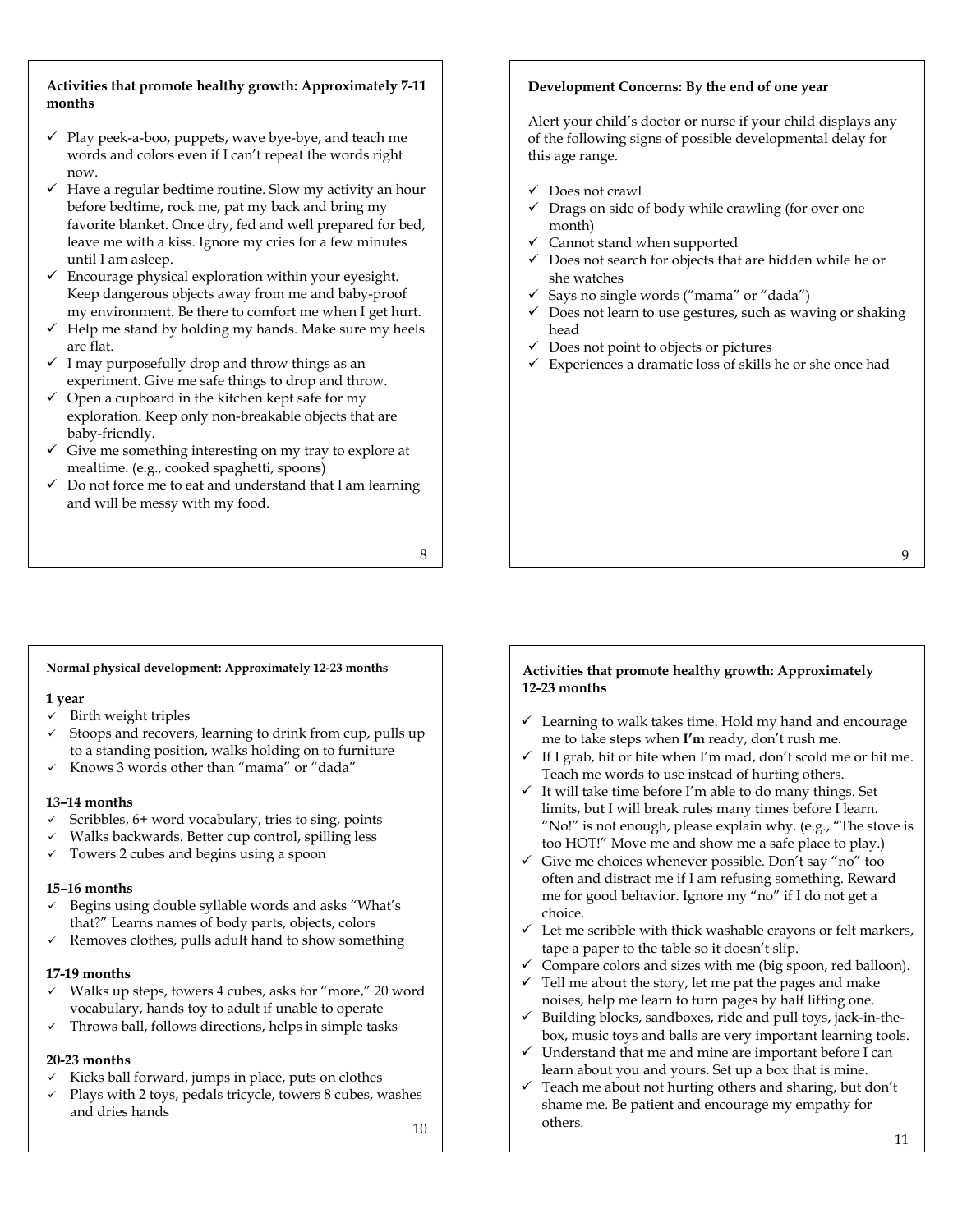## Activities that promote healthy growth: Approximately 7-11 months

- ✓ Play peek-a-boo, puppets, wave bye-bye, and teach me words and colors even if I can't repeat the words right now.
- ✓ Have a regular bedtime routine. Slow my activity an hour before bedtime, rock me, pat my back and bring my favorite blanket. Once dry, fed and well prepared for bed, leave me with a kiss. Ignore my cries for a few minutes until I am asleep.
- ✓ Encourage physical exploration within your eyesight. Keep dangerous objects away from me and baby-proof my environment. Be there to comfort me when I get hurt.
- ✓ Help me stand by holding my hands. Make sure my heels are flat.
- ✓ I may purposefully drop and throw things as an experiment. Give me safe things to drop and throw.
- ✓ Open a cupboard in the kitchen kept safe for my exploration. Keep only non-breakable objects that are baby-friendly.
- ✓ Give me something interesting on my tray to explore at mealtime. (e.g., cooked spaghetti, spoons)
- ✓ Do not force me to eat and understand that I am learning and will be messy with my food.

## Development Concerns: By the end of one year

Alert your child's doctor or nurse if your child displays any of the following signs of possible developmental delay for this age range.

- ✓ Does not crawl
- ✓ Drags on side of body while crawling (for over one month)
- ✓ Cannot stand when supported
- ✓ Does not search for objects that are hidden while he or she watches
- ✓ Says no single words ("mama" or "dada")
- ✓ Does not learn to use gestures, such as waving or shaking head
- ✓ Does not point to objects or pictures
- ✓ Experiences a dramatic loss of skills he or she once had

## Normal physical development: Approximately 12-23 months

**1 year**

- ✓ Birth weight triples
- ✓ Stoops and recovers, learning to drink from cup, pulls up to a standing position, walks holding on to furniture
- ✓ Knows 3 words other than "mama" or "dada"

**13–14 months**

- ✓ Scribbles, 6+ word vocabulary, tries to sing, points
- ✓ Walks backwards. Better cup control, spilling less
- ✓ Towers 2 cubes and begins using a spoon

**15–16 months**

- ✓ Begins using double syllable words and asks "What's that?" Learns names of body parts, objects, colors
- ✓ Removes clothes, pulls adult hand to show something

**17-19 months**

- ✓ Walks up steps, towers 4 cubes, asks for "more," 20 word vocabulary, hands toy to adult if unable to operate
- ✓ Throws ball, follows directions, helps in simple tasks

**20-23 months**

- ✓ Kicks ball forward, jumps in place, puts on clothes
- ✓ Plays with 2 toys, pedals tricycle, towers 8 cubes, washes and dries hands

## Activities that promote healthy growth: Approximately 12-23 months

- ✓ Learning to walk takes time. Hold my hand and encourage me to take steps when **I'm** ready, don't rush me.
- ✓ If I grab, hit or bite when I'm mad, don't scold me or hit me. Teach me words to use instead of hurting others.
- ✓ It will take time before I'm able to do many things. Set limits, but I will break rules many times before I learn. "No!" is not enough, please explain why. (e.g., "The stove is too HOT!" Move me and show me a safe place to play.)
- ✓ Give me choices whenever possible. Don't say "no" too often and distract me if I am refusing something. Reward me for good behavior. Ignore my "no" if I do not get a choice.
- ✓ Let me scribble with thick washable crayons or felt markers, tape a paper to the table so it doesn't slip.
- ✓ Compare colors and sizes with me (big spoon, red balloon).
- ✓ Tell me about the story, let me pat the pages and make noises, help me learn to turn pages by half lifting one.
- ✓ Building blocks, sandboxes, ride and pull toys, jack-in-the-box, music toys and balls are very important learning tools.
- ✓ Understand that me and mine are important before I can learn about you and yours. Set up a box that is mine.
- ✓ Teach me about not hurting others and sharing, but don't shame me. Be patient and encourage my empathy for others.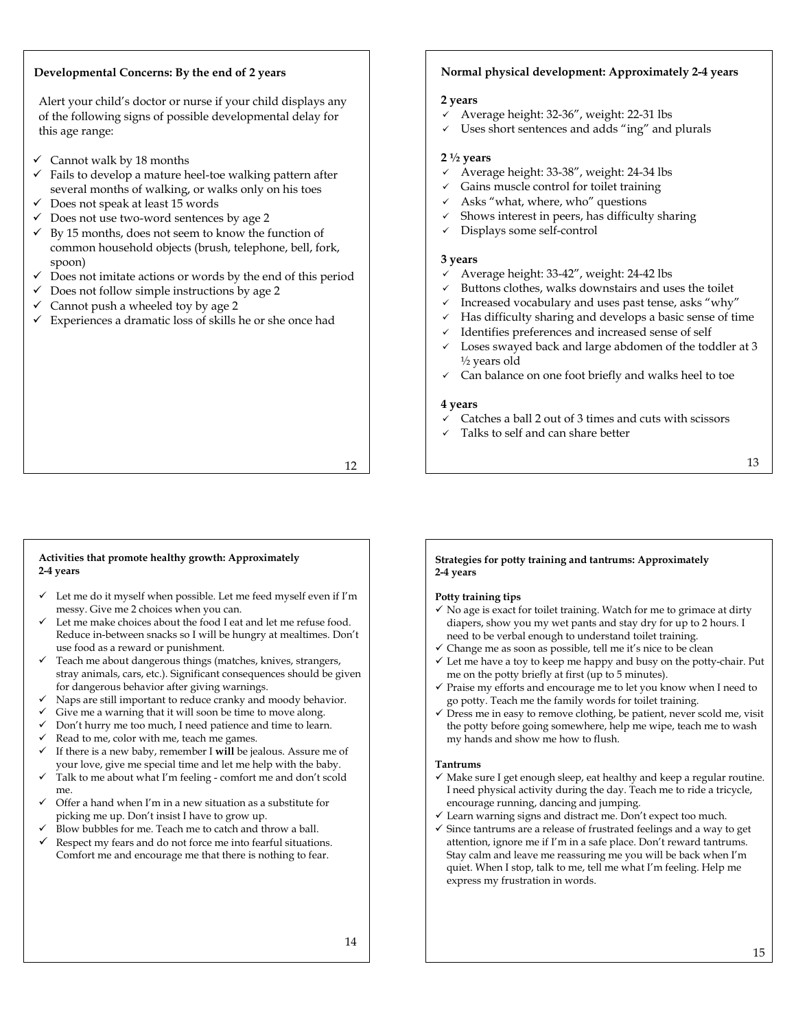## Developmental Concerns: By the end of 2 years

Alert your child's doctor or nurse if your child displays any of the following signs of possible developmental delay for this age range:

- Cannot walk by 18 months
- Fails to develop a mature heel-toe walking pattern after several months of walking, or walks only on his toes
- Does not speak at least 15 words
- Does not use two-word sentences by age 2
- By 15 months, does not seem to know the function of common household objects (brush, telephone, bell, fork, spoon)
- Does not imitate actions or words by the end of this period
- Does not follow simple instructions by age 2
- Cannot push a wheeled toy by age 2
- Experiences a dramatic loss of skills he or she once had

## Normal physical development: Approximately 2-4 years

**2 years**

- Average height: 32-36", weight: 22-31 lbs
- Uses short sentences and adds "ing" and plurals

**2 ½ years**

- Average height: 33-38", weight: 24-34 lbs
- Gains muscle control for toilet training
- Asks "what, where, who" questions
- Shows interest in peers, has difficulty sharing
- Displays some self-control

**3 years**

- Average height: 33-42", weight: 24-42 lbs
- Buttons clothes, walks downstairs and uses the toilet
- Increased vocabulary and uses past tense, asks "why"
- Has difficulty sharing and develops a basic sense of time
- Identifies preferences and increased sense of self
- Loses swayed back and large abdomen of the toddler at 3 ½ years old
- Can balance on one foot briefly and walks heel to toe

**4 years**

- Catches a ball 2 out of 3 times and cuts with scissors
- Talks to self and can share better

## Activities that promote healthy growth: Approximately 2-4 years

- Let me do it myself when possible. Let me feed myself even if I'm messy. Give me 2 choices when you can.
- Let me make choices about the food I eat and let me refuse food. Reduce in-between snacks so I will be hungry at mealtimes. Don't use food as a reward or punishment.
- Teach me about dangerous things (matches, knives, strangers, stray animals, cars, etc.). Significant consequences should be given for dangerous behavior after giving warnings.
- Naps are still important to reduce cranky and moody behavior.
- Give me a warning that it will soon be time to move along.
- Don't hurry me too much, I need patience and time to learn.
- Read to me, color with me, teach me games.
- If there is a new baby, remember I **will** be jealous. Assure me of your love, give me special time and let me help with the baby.
- Talk to me about what I'm feeling - comfort me and don't scold me.
- Offer a hand when I'm in a new situation as a substitute for picking me up. Don't insist I have to grow up.
- Blow bubbles for me. Teach me to catch and throw a ball.
- Respect my fears and do not force me into fearful situations. Comfort me and encourage me that there is nothing to fear.

## Strategies for potty training and tantrums: Approximately 2-4 years

**Potty training tips**

- No age is exact for toilet training. Watch for me to grimace at dirty diapers, show you my wet pants and stay dry for up to 2 hours. I need to be verbal enough to understand toilet training.
- Change me as soon as possible, tell me it's nice to be clean
- Let me have a toy to keep me happy and busy on the potty-chair. Put me on the potty briefly at first (up to 5 minutes).
- Praise my efforts and encourage me to let you know when I need to go potty. Teach me the family words for toilet training.
- Dress me in easy to remove clothing, be patient, never scold me, visit the potty before going somewhere, help me wipe, teach me to wash my hands and show me how to flush.

**Tantrums**

- Make sure I get enough sleep, eat healthy and keep a regular routine. I need physical activity during the day. Teach me to ride a tricycle, encourage running, dancing and jumping.
- Learn warning signs and distract me. Don't expect too much.
- Since tantrums are a release of frustrated feelings and a way to get attention, ignore me if I'm in a safe place. Don't reward tantrums. Stay calm and leave me reassuring me you will be back when I'm quiet. When I stop, talk to me, tell me what I'm feeling. Help me express my frustration in words.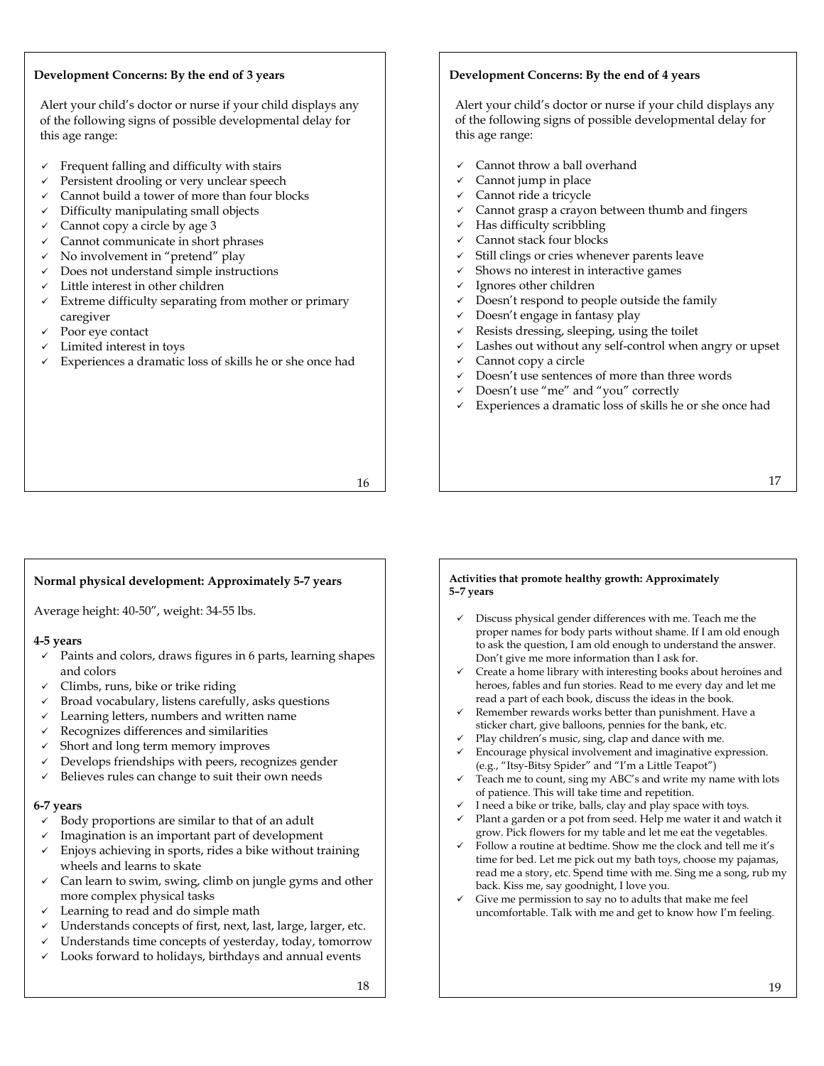## Development Concerns: By the end of 3 years

Alert your child's doctor or nurse if your child displays any of the following signs of possible developmental delay for this age range:

- ✓ Frequent falling and difficulty with stairs
- ✓ Persistent drooling or very unclear speech
- ✓ Cannot build a tower of more than four blocks
- ✓ Difficulty manipulating small objects
- ✓ Cannot copy a circle by age 3
- ✓ Cannot communicate in short phrases
- ✓ No involvement in "pretend" play
- ✓ Does not understand simple instructions
- ✓ Little interest in other children
- ✓ Extreme difficulty separating from mother or primary caregiver
- ✓ Poor eye contact
- ✓ Limited interest in toys
- ✓ Experiences a dramatic loss of skills he or she once had

## Development Concerns: By the end of 4 years

Alert your child's doctor or nurse if your child displays any of the following signs of possible developmental delay for this age range:

- ✓ Cannot throw a ball overhand
- ✓ Cannot jump in place
- ✓ Cannot ride a tricycle
- ✓ Cannot grasp a crayon between thumb and fingers
- ✓ Has difficulty scribbling
- ✓ Cannot stack four blocks
- ✓ Still clings or cries whenever parents leave
- ✓ Shows no interest in interactive games
- ✓ Ignores other children
- ✓ Doesn't respond to people outside the family
- ✓ Doesn't engage in fantasy play
- ✓ Resists dressing, sleeping, using the toilet
- ✓ Lashes out without any self-control when angry or upset
- ✓ Cannot copy a circle
- ✓ Doesn't use sentences of more than three words
- ✓ Doesn't use "me" and "you" correctly
- ✓ Experiences a dramatic loss of skills he or she once had

## Normal physical development: Approximately 5-7 years

Average height: 40-50", weight: 34-55 lbs.

**4-5 years**

- ✓ Paints and colors, draws figures in 6 parts, learning shapes and colors
- ✓ Climbs, runs, bike or trike riding
- ✓ Broad vocabulary, listens carefully, asks questions
- ✓ Learning letters, numbers and written name
- ✓ Recognizes differences and similarities
- ✓ Short and long term memory improves
- ✓ Develops friendships with peers, recognizes gender
- ✓ Believes rules can change to suit their own needs

**6-7 years**

- ✓ Body proportions are similar to that of an adult
- ✓ Imagination is an important part of development
- ✓ Enjoys achieving in sports, rides a bike without training wheels and learns to skate
- ✓ Can learn to swim, swing, climb on jungle gyms and other more complex physical tasks
- ✓ Learning to read and do simple math
- ✓ Understands concepts of first, next, last, large, larger, etc.
- ✓ Understands time concepts of yesterday, today, tomorrow
- ✓ Looks forward to holidays, birthdays and annual events

## Activities that promote healthy growth: Approximately 5–7 years

- ✓ Discuss physical gender differences with me. Teach me the proper names for body parts without shame. If I am old enough to ask the question, I am old enough to understand the answer. Don't give me more information than I ask for.
- ✓ Create a home library with interesting books about heroines and heroes, fables and fun stories. Read to me every day and let me read a part of each book, discuss the ideas in the book.
- ✓ Remember rewards works better than punishment. Have a sticker chart, give balloons, pennies for the bank, etc.
- ✓ Play children's music, sing, clap and dance with me.
- ✓ Encourage physical involvement and imaginative expression. (e.g., "Itsy-Bitsy Spider" and "I'm a Little Teapot")
- ✓ Teach me to count, sing my ABC's and write my name with lots of patience. This will take time and repetition.
- ✓ I need a bike or trike, balls, clay and play space with toys.
- ✓ Plant a garden or a pot from seed. Help me water it and watch it grow. Pick flowers for my table and let me eat the vegetables.
- ✓ Follow a routine at bedtime. Show me the clock and tell me it's time for bed. Let me pick out my bath toys, choose my pajamas, read me a story, etc. Spend time with me. Sing me a song, rub my back. Kiss me, say goodnight, I love you.
- ✓ Give me permission to say no to adults that make me feel uncomfortable. Talk with me and get to know how I'm feeling.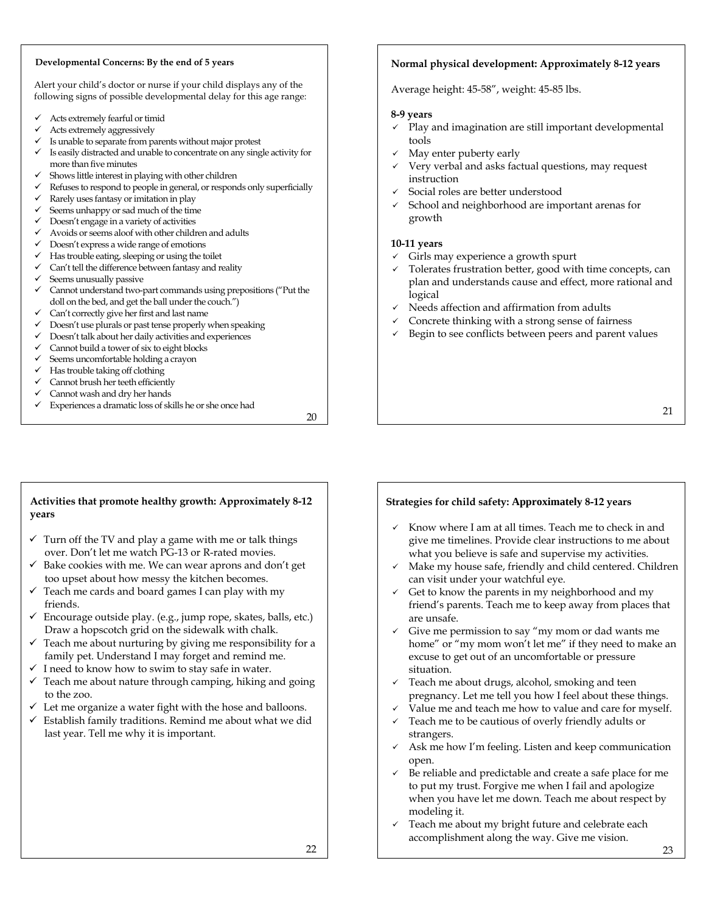## Developmental Concerns: By the end of 5 years

Alert your child's doctor or nurse if your child displays any of the following signs of possible developmental delay for this age range:

- ✓ Acts extremely fearful or timid
- ✓ Acts extremely aggressively
- ✓ Is unable to separate from parents without major protest
- ✓ Is easily distracted and unable to concentrate on any single activity for more than five minutes
- ✓ Shows little interest in playing with other children
- ✓ Refuses to respond to people in general, or responds only superficially
- ✓ Rarely uses fantasy or imitation in play
- ✓ Seems unhappy or sad much of the time
- ✓ Doesn't engage in a variety of activities
- ✓ Avoids or seems aloof with other children and adults
- ✓ Doesn't express a wide range of emotions
- ✓ Has trouble eating, sleeping or using the toilet
- ✓ Can't tell the difference between fantasy and reality
- ✓ Seems unusually passive
- ✓ Cannot understand two-part commands using prepositions ("Put the doll on the bed, and get the ball under the couch.")
- ✓ Can't correctly give her first and last name
- ✓ Doesn't use plurals or past tense properly when speaking
- ✓ Doesn't talk about her daily activities and experiences
- ✓ Cannot build a tower of six to eight blocks
- ✓ Seems uncomfortable holding a crayon
- ✓ Has trouble taking off clothing
- ✓ Cannot brush her teeth efficiently
- ✓ Cannot wash and dry her hands
- ✓ Experiences a dramatic loss of skills he or she once had

## Normal physical development: Approximately 8-12 years

Average height: 45-58", weight: 45-85 lbs.

### 8-9 years

- ✓ Play and imagination are still important developmental tools
- ✓ May enter puberty early
- ✓ Very verbal and asks factual questions, may request instruction
- ✓ Social roles are better understood
- ✓ School and neighborhood are important arenas for growth

### 10-11 years

- ✓ Girls may experience a growth spurt
- ✓ Tolerates frustration better, good with time concepts, can plan and understands cause and effect, more rational and logical
- ✓ Needs affection and affirmation from adults
- ✓ Concrete thinking with a strong sense of fairness
- ✓ Begin to see conflicts between peers and parent values

## Activities that promote healthy growth: Approximately 8-12 years

- ✓ Turn off the TV and play a game with me or talk things over. Don't let me watch PG-13 or R-rated movies.
- ✓ Bake cookies with me. We can wear aprons and don't get too upset about how messy the kitchen becomes.
- ✓ Teach me cards and board games I can play with my friends.
- ✓ Encourage outside play. (e.g., jump rope, skates, balls, etc.) Draw a hopscotch grid on the sidewalk with chalk.
- ✓ Teach me about nurturing by giving me responsibility for a family pet. Understand I may forget and remind me.
- ✓ I need to know how to swim to stay safe in water.
- ✓ Teach me about nature through camping, hiking and going to the zoo.
- ✓ Let me organize a water fight with the hose and balloons.
- ✓ Establish family traditions. Remind me about what we did last year. Tell me why it is important.

## Strategies for child safety: Approximately 8-12 years

- ✓ Know where I am at all times. Teach me to check in and give me timelines. Provide clear instructions to me about what you believe is safe and supervise my activities.
- ✓ Make my house safe, friendly and child centered. Children can visit under your watchful eye.
- ✓ Get to know the parents in my neighborhood and my friend's parents. Teach me to keep away from places that are unsafe.
- ✓ Give me permission to say "my mom or dad wants me home" or "my mom won't let me" if they need to make an excuse to get out of an uncomfortable or pressure situation.
- ✓ Teach me about drugs, alcohol, smoking and teen pregnancy. Let me tell you how I feel about these things.
- ✓ Value me and teach me how to value and care for myself.
- ✓ Teach me to be cautious of overly friendly adults or strangers.
- ✓ Ask me how I'm feeling. Listen and keep communication open.
- ✓ Be reliable and predictable and create a safe place for me to put my trust. Forgive me when I fail and apologize when you have let me down. Teach me about respect by modeling it.
- ✓ Teach me about my bright future and celebrate each accomplishment along the way. Give me vision.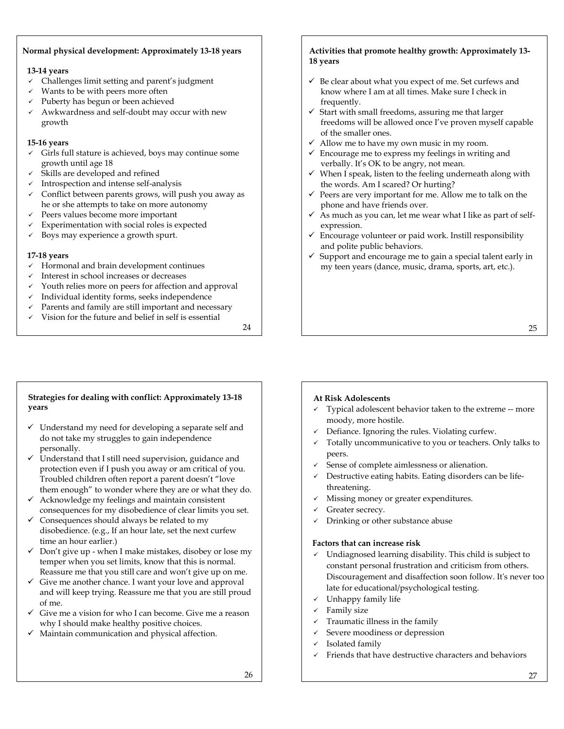## Normal physical development: Approximately 13-18 years

**13-14 years**

- ✓ Challenges limit setting and parent's judgment
- ✓ Wants to be with peers more often
- ✓ Puberty has begun or been achieved
- ✓ Awkwardness and self-doubt may occur with new growth

**15-16 years**

- ✓ Girls full stature is achieved, boys may continue some growth until age 18
- ✓ Skills are developed and refined
- ✓ Introspection and intense self-analysis
- ✓ Conflict between parents grows, will push you away as he or she attempts to take on more autonomy
- ✓ Peers values become more important
- ✓ Experimentation with social roles is expected
- ✓ Boys may experience a growth spurt.

**17-18 years**

- ✓ Hormonal and brain development continues
- ✓ Interest in school increases or decreases
- ✓ Youth relies more on peers for affection and approval
- ✓ Individual identity forms, seeks independence
- ✓ Parents and family are still important and necessary
- ✓ Vision for the future and belief in self is essential

## Activities that promote healthy growth: Approximately 13-18 years

- ✓ Be clear about what you expect of me. Set curfews and know where I am at all times. Make sure I check in frequently.
- ✓ Start with small freedoms, assuring me that larger freedoms will be allowed once I've proven myself capable of the smaller ones.
- ✓ Allow me to have my own music in my room.
- ✓ Encourage me to express my feelings in writing and verbally. It's OK to be angry, not mean.
- ✓ When I speak, listen to the feeling underneath along with the words. Am I scared? Or hurting?
- ✓ Peers are very important for me. Allow me to talk on the phone and have friends over.
- ✓ As much as you can, let me wear what I like as part of self-expression.
- ✓ Encourage volunteer or paid work. Instill responsibility and polite public behaviors.
- ✓ Support and encourage me to gain a special talent early in my teen years (dance, music, drama, sports, art, etc.).

## Strategies for dealing with conflict: Approximately 13-18 years

- ✓ Understand my need for developing a separate self and do not take my struggles to gain independence personally.
- ✓ Understand that I still need supervision, guidance and protection even if I push you away or am critical of you. Troubled children often report a parent doesn't "love them enough" to wonder where they are or what they do.
- ✓ Acknowledge my feelings and maintain consistent consequences for my disobedience of clear limits you set.
- ✓ Consequences should always be related to my disobedience. (e.g., If an hour late, set the next curfew time an hour earlier.)
- ✓ Don't give up - when I make mistakes, disobey or lose my temper when you set limits, know that this is normal. Reassure me that you still care and won't give up on me.
- ✓ Give me another chance. I want your love and approval and will keep trying. Reassure me that you are still proud of me.
- ✓ Give me a vision for who I can become. Give me a reason why I should make healthy positive choices.
- ✓ Maintain communication and physical affection.

## At Risk Adolescents

- ✓ Typical adolescent behavior taken to the extreme -- more moody, more hostile.
- ✓ Defiance. Ignoring the rules. Violating curfew.
- ✓ Totally uncommunicative to you or teachers. Only talks to peers.
- ✓ Sense of complete aimlessness or alienation.
- ✓ Destructive eating habits. Eating disorders can be life-threatening.
- ✓ Missing money or greater expenditures.
- ✓ Greater secrecy.
- ✓ Drinking or other substance abuse

**Factors that can increase risk**

- ✓ Undiagnosed learning disability. This child is subject to constant personal frustration and criticism from others. Discouragement and disaffection soon follow. It's never too late for educational/psychological testing.
- ✓ Unhappy family life
- ✓ Family size
- ✓ Traumatic illness in the family
- ✓ Severe moodiness or depression
- ✓ Isolated family
- ✓ Friends that have destructive characters and behaviors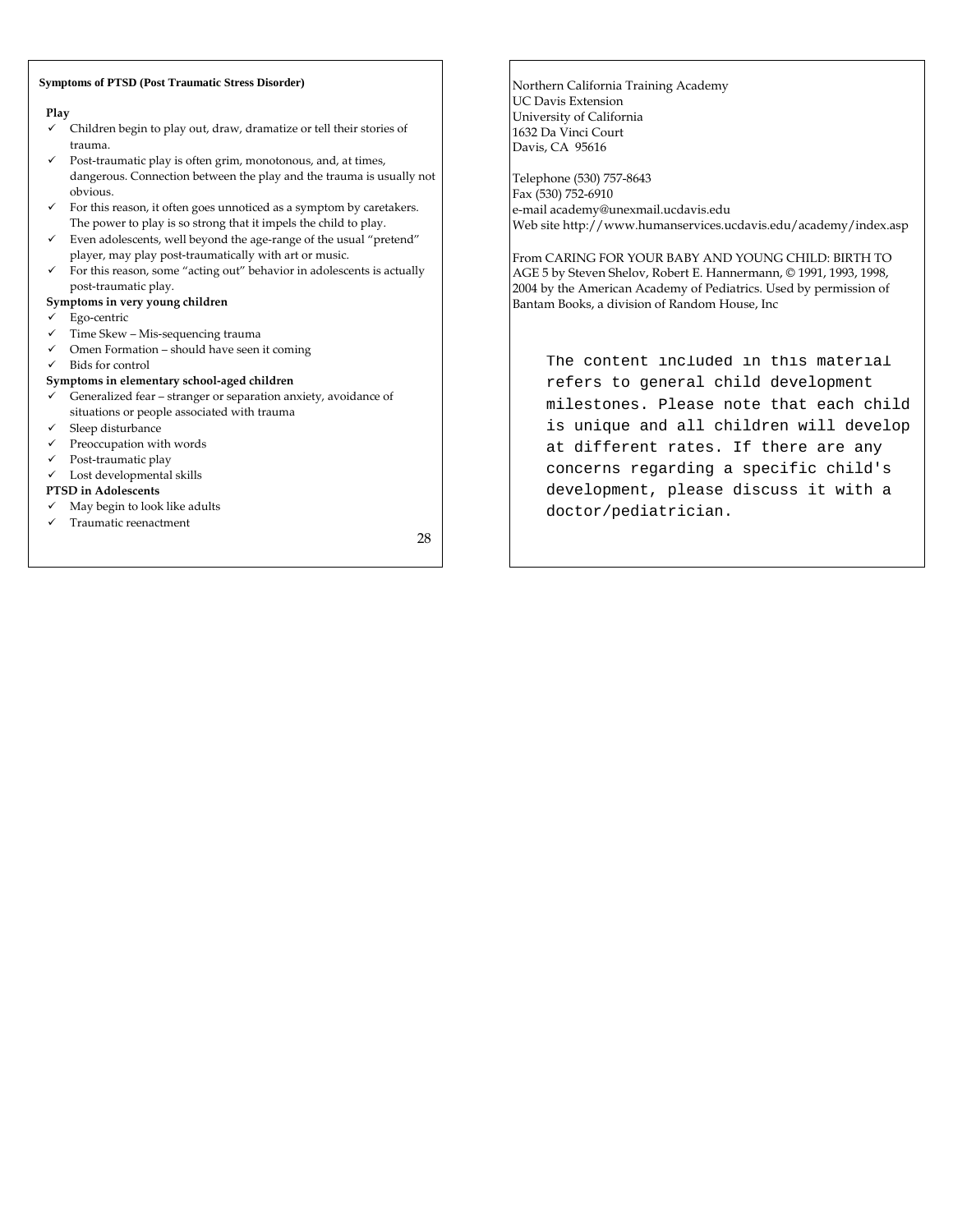## Symptoms of PTSD (Post Traumatic Stress Disorder)

**Play**

- Children begin to play out, draw, dramatize or tell their stories of trauma.
- Post-traumatic play is often grim, monotonous, and, at times, dangerous. Connection between the play and the trauma is usually not obvious.
- For this reason, it often goes unnoticed as a symptom by caretakers. The power to play is so strong that it impels the child to play.
- Even adolescents, well beyond the age-range of the usual "pretend" player, may play post-traumatically with art or music.
- For this reason, some "acting out" behavior in adolescents is actually post-traumatic play.

**Symptoms in very young children**

- Ego-centric
- Time Skew – Mis-sequencing trauma
- Omen Formation – should have seen it coming
- Bids for control

**Symptoms in elementary school-aged children**

- Generalized fear – stranger or separation anxiety, avoidance of situations or people associated with trauma
- Sleep disturbance
- Preoccupation with words
- Post-traumatic play
- Lost developmental skills

**PTSD in Adolescents**

- May begin to look like adults
- Traumatic reenactment

Northern California Training Academy
UC Davis Extension
University of California
1632 Da Vinci Court
Davis, CA 95616

Telephone (530) 757-8643
Fax (530) 752-6910
e-mail academy@unexmail.ucdavis.edu
Web site http://www.humanservices.ucdavis.edu/academy/index.asp

From CARING FOR YOUR BABY AND YOUNG CHILD: BIRTH TO AGE 5 by Steven Shelov, Robert E. Hannermann, © 1991, 1993, 1998, 2004 by the American Academy of Pediatrics. Used by permission of Bantam Books, a division of Random House, Inc

The content included in this material refers to general child development milestones. Please note that each child is unique and all children will develop at different rates. If there are any concerns regarding a specific child's development, please discuss it with a doctor/pediatrician.